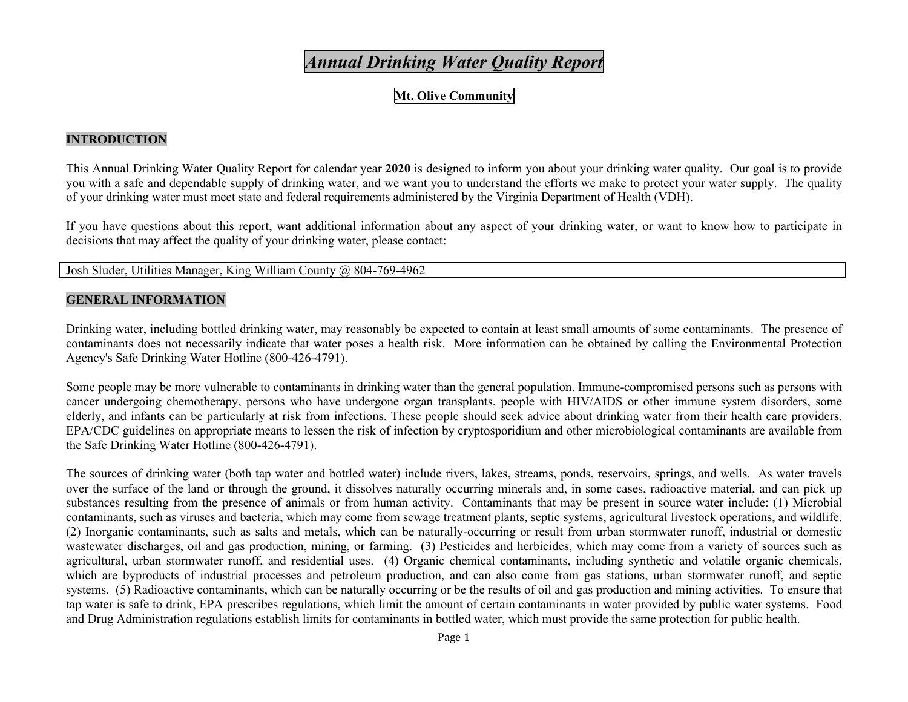# *Annual Drinking Water Quality Report*

## Mt. Olive Community

### INTRODUCTION

This Annual Drinking Water Quality Report for calendar year **2020** is designed to inform you about your drinking water quality. Our goal is to provide you with a safe and dependable supply of drinking water, and we want you to understand the efforts we make to protect your water supply. The quality of your drinking water must meet state and federal requirements administered by the Virginia Department of Health (VDH).

If you have questions about this report, want additional information about any aspect of your drinking water, or want to know how to participate in decisions that may affect the quality of your drinking water, please contact:

Josh Sluder, Utilities Manager, King William County @ 804-769-4962

### GENERAL INFORMATION

Drinking water, including bottled drinking water, may reasonably be expected to contain at least small amounts of some contaminants. The presence of contaminants does not necessarily indicate that water poses a health risk. More information can be obtained by calling the Environmental Protection Agency's Safe Drinking Water Hotline (800-426-4791).

Some people may be more vulnerable to contaminants in drinking water than the general population. Immune-compromised persons such as persons with cancer undergoing chemotherapy, persons who have undergone organ transplants, people with HIV/AIDS or other immune system disorders, some elderly, and infants can be particularly at risk from infections. These people should seek advice about drinking water from their health care providers. EPA/CDC guidelines on appropriate means to lessen the risk of infection by cryptosporidium and other microbiological contaminants are available from the Safe Drinking Water Hotline (800-426-4791).

The sources of drinking water (both tap water and bottled water) include rivers, lakes, streams, ponds, reservoirs, springs, and wells. As water travels over the surface of the land or through the ground, it dissolves naturally occurring minerals and, in some cases, radioactive material, and can pick up substances resulting from the presence of animals or from human activity. Contaminants that may be present in source water include: (1) Microbial contaminants, such as viruses and bacteria, which may come from sewage treatment plants, septic systems, agricultural livestock operations, and wildlife. (2) Inorganic contaminants, such as salts and metals, which can be naturally-occurring or result from urban stormwater runoff, industrial or domestic wastewater discharges, oil and gas production, mining, or farming. (3) Pesticides and herbicides, which may come from a variety of sources such as agricultural, urban stormwater runoff, and residential uses. (4) Organic chemical contaminants, including synthetic and volatile organic chemicals, which are byproducts of industrial processes and petroleum production, and can also come from gas stations, urban stormwater runoff, and septic systems. (5) Radioactive contaminants, which can be naturally occurring or be the results of oil and gas production and mining activities. To ensure that tap water is safe to drink, EPA prescribes regulations, which limit the amount of certain contaminants in water provided by public water systems. Food and Drug Administration regulations establish limits for contaminants in bottled water, which must provide the same protection for public health.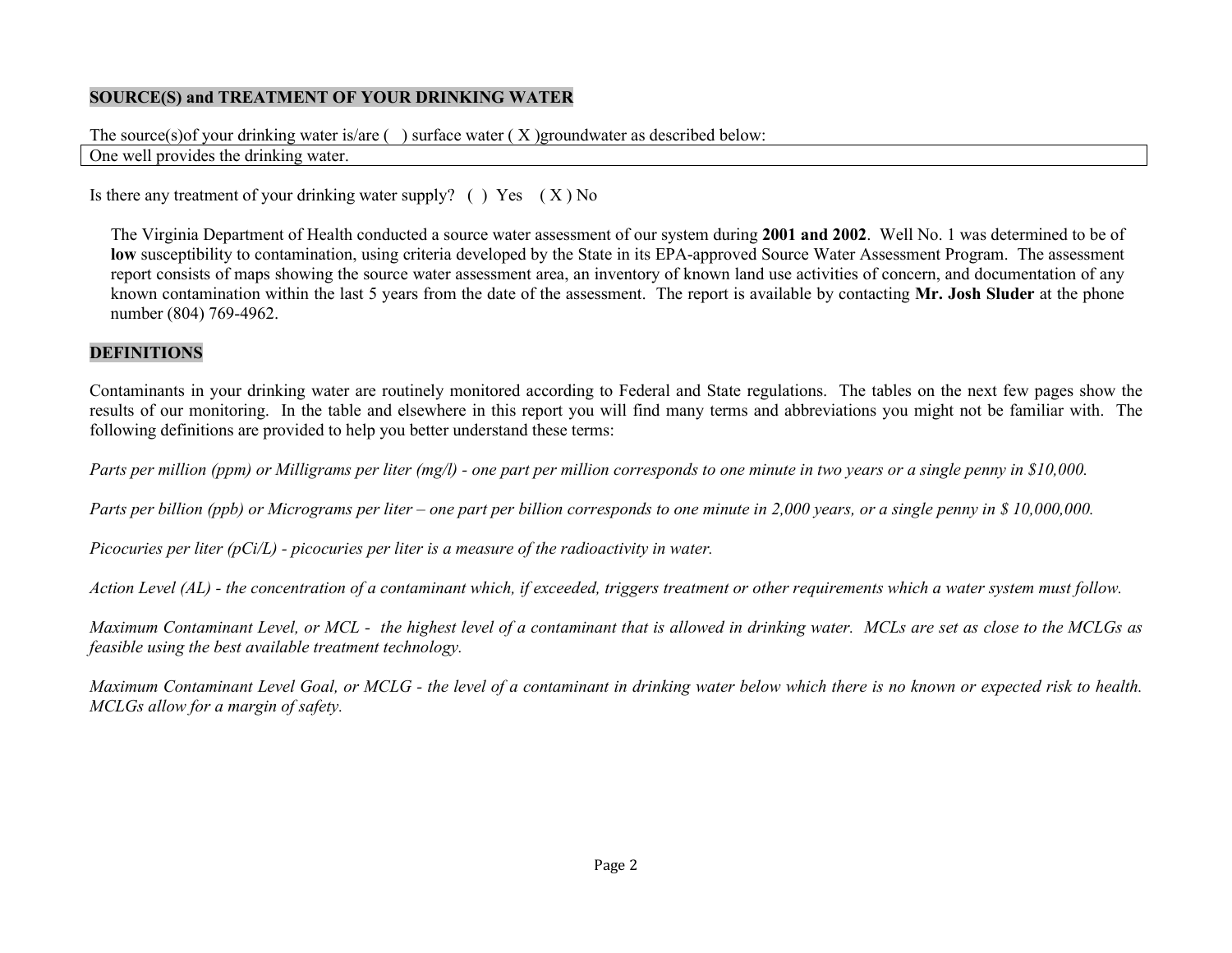## SOURCE(S) and TREATMENT OF YOUR DRINKING WATER

The source(s)of your drinking water is/are (   ) surface water ( X )groundwater as described below:

| One well provides the drinking water. |
|---|

Is there any treatment of your drinking water supply?  (  )  Yes   ( X ) No

The Virginia Department of Health conducted a source water assessment of our system during **2001 and 2002**. Well No. 1 was determined to be of **low** susceptibility to contamination, using criteria developed by the State in its EPA-approved Source Water Assessment Program. The assessment report consists of maps showing the source water assessment area, an inventory of known land use activities of concern, and documentation of any known contamination within the last 5 years from the date of the assessment. The report is available by contacting **Mr. Josh Sluder** at the phone number (804) 769-4962.

## DEFINITIONS

Contaminants in your drinking water are routinely monitored according to Federal and State regulations. The tables on the next few pages show the results of our monitoring. In the table and elsewhere in this report you will find many terms and abbreviations you might not be familiar with. The following definitions are provided to help you better understand these terms:

*Parts per million (ppm) or Milligrams per liter (mg/l) - one part per million corresponds to one minute in two years or a single penny in $10,000.*

*Parts per billion (ppb) or Micrograms per liter – one part per billion corresponds to one minute in 2,000 years, or a single penny in $ 10,000,000.*

*Picocuries per liter (pCi/L) - picocuries per liter is a measure of the radioactivity in water.*

*Action Level (AL) - the concentration of a contaminant which, if exceeded, triggers treatment or other requirements which a water system must follow.*

*Maximum Contaminant Level, or MCL - the highest level of a contaminant that is allowed in drinking water. MCLs are set as close to the MCLGs as feasible using the best available treatment technology.*

*Maximum Contaminant Level Goal, or MCLG - the level of a contaminant in drinking water below which there is no known or expected risk to health. MCLGs allow for a margin of safety.*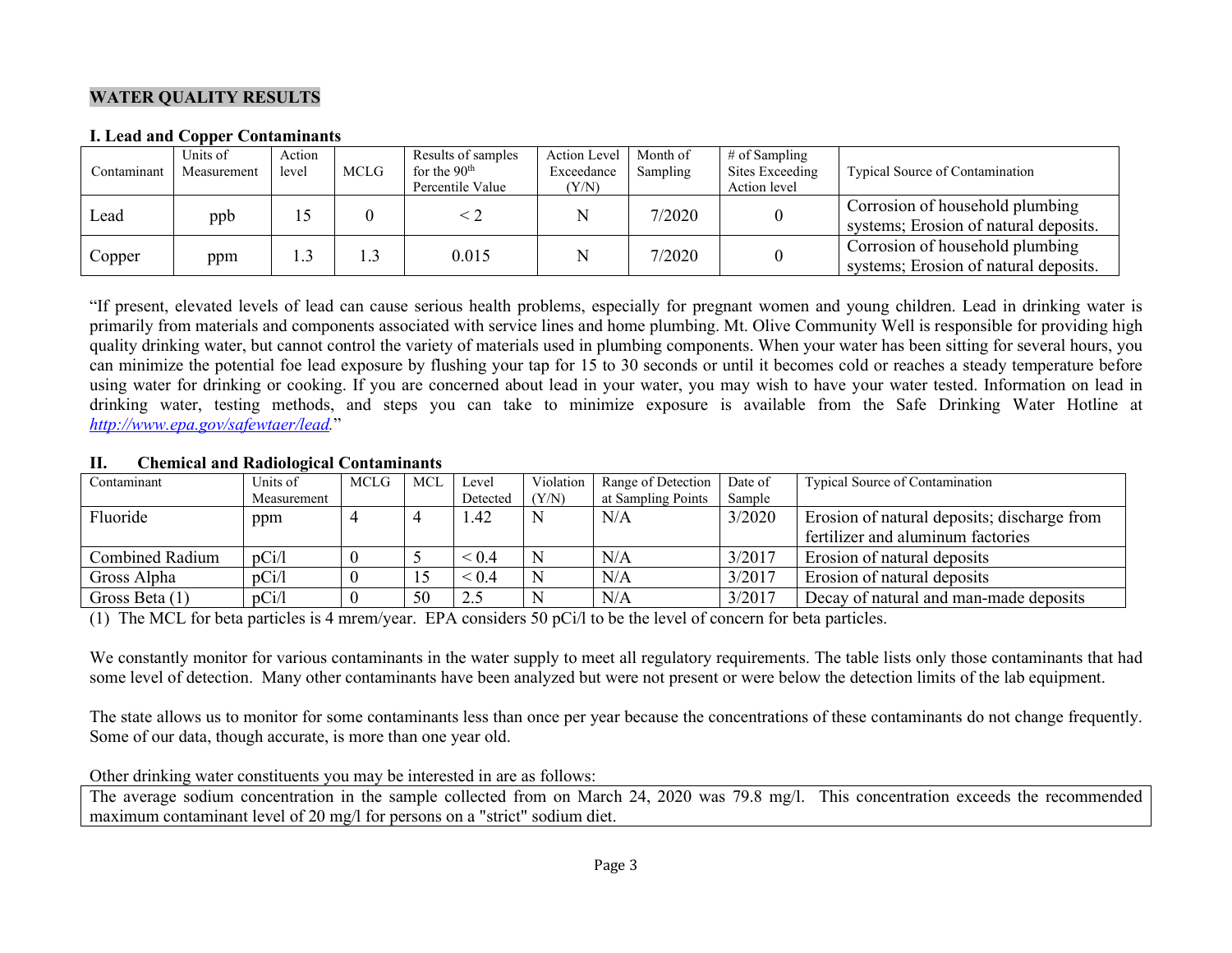## WATER QUALITY RESULTS

### I. Lead and Copper Contaminants

| Contaminant | Units of Measurement | Action level | MCLG | Results of samples for the 90th Percentile Value | Action Level Exceedance (Y/N) | Month of Sampling | # of Sampling Sites Exceeding Action level | Typical Source of Contamination |
|---|---|---|---|---|---|---|---|---|
| Lead | ppb | 15 | 0 | < 2 | N | 7/2020 | 0 | Corrosion of household plumbing systems; Erosion of natural deposits. |
| Copper | ppm | 1.3 | 1.3 | 0.015 | N | 7/2020 | 0 | Corrosion of household plumbing systems; Erosion of natural deposits. |

"If present, elevated levels of lead can cause serious health problems, especially for pregnant women and young children. Lead in drinking water is primarily from materials and components associated with service lines and home plumbing. Mt. Olive Community Well is responsible for providing high quality drinking water, but cannot control the variety of materials used in plumbing components. When your water has been sitting for several hours, you can minimize the potential foe lead exposure by flushing your tap for 15 to 30 seconds or until it becomes cold or reaches a steady temperature before using water for drinking or cooking. If you are concerned about lead in your water, you may wish to have your water tested. Information on lead in drinking water, testing methods, and steps you can take to minimize exposure is available from the Safe Drinking Water Hotline at [http://www.epa.gov/safewtaer/lead](http://www.epa.gov/safewtaer/lead)."

### II. Chemical and Radiological Contaminants

| Contaminant | Units of Measurement | MCLG | MCL | Level Detected | Violation (Y/N) | Range of Detection at Sampling Points | Date of Sample | Typical Source of Contamination |
|---|---|---|---|---|---|---|---|---|
| Fluoride | ppm | 4 | 4 | 1.42 | N | N/A | 3/2020 | Erosion of natural deposits; discharge from fertilizer and aluminum factories |
| Combined Radium | pCi/l | 0 | 5 | < 0.4 | N | N/A | 3/2017 | Erosion of natural deposits |
| Gross Alpha | pCi/l | 0 | 15 | < 0.4 | N | N/A | 3/2017 | Erosion of natural deposits |
| Gross Beta (1) | pCi/l | 0 | 50 | 2.5 | N | N/A | 3/2017 | Decay of natural and man-made deposits |

(1) The MCL for beta particles is 4 mrem/year. EPA considers 50 pCi/l to be the level of concern for beta particles.

We constantly monitor for various contaminants in the water supply to meet all regulatory requirements. The table lists only those contaminants that had some level of detection. Many other contaminants have been analyzed but were not present or were below the detection limits of the lab equipment.

The state allows us to monitor for some contaminants less than once per year because the concentrations of these contaminants do not change frequently. Some of our data, though accurate, is more than one year old.

Other drinking water constituents you may be interested in are as follows:

The average sodium concentration in the sample collected from on March 24, 2020 was 79.8 mg/l. This concentration exceeds the recommended maximum contaminant level of 20 mg/l for persons on a "strict" sodium diet.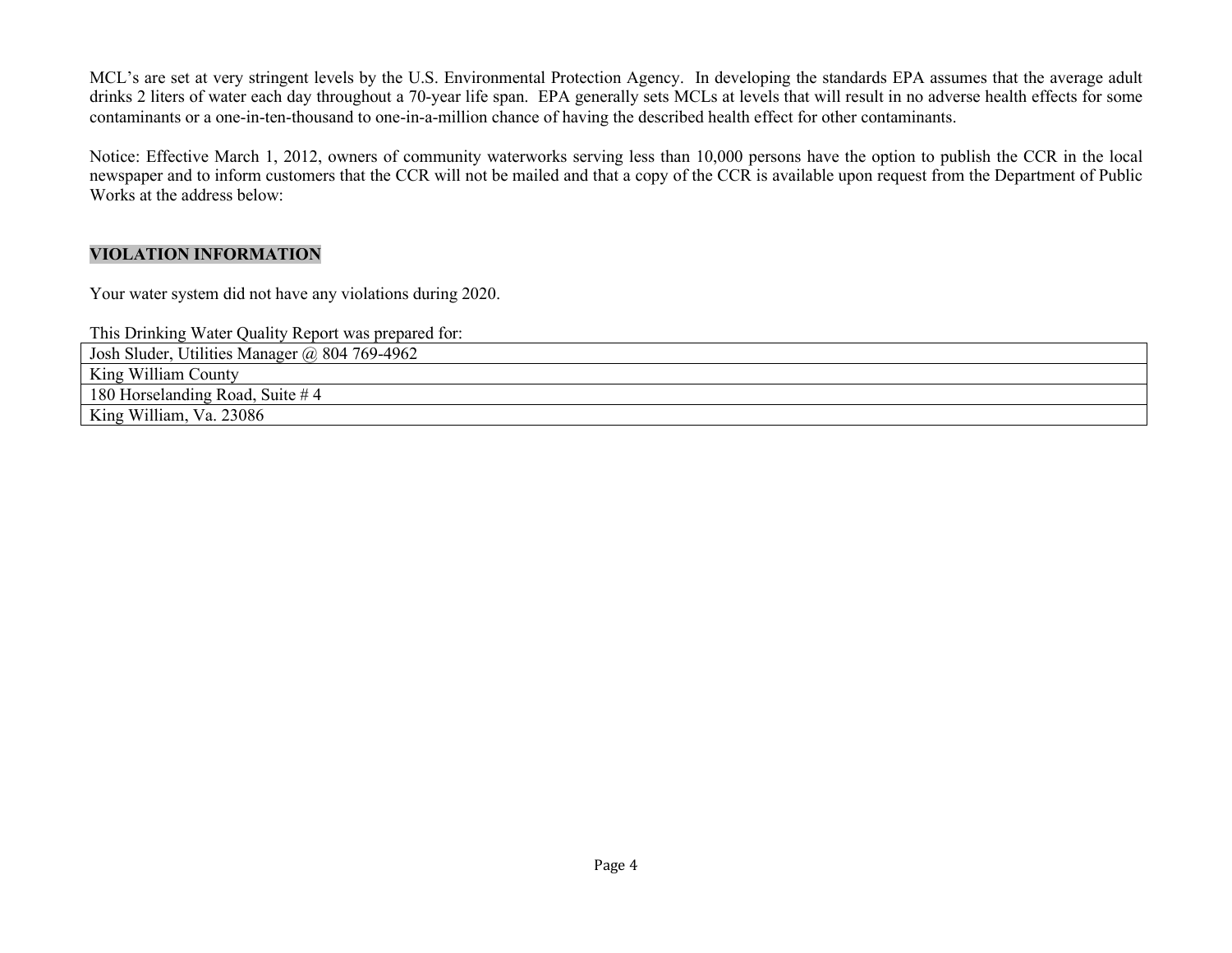MCL's are set at very stringent levels by the U.S. Environmental Protection Agency. In developing the standards EPA assumes that the average adult drinks 2 liters of water each day throughout a 70-year life span. EPA generally sets MCLs at levels that will result in no adverse health effects for some contaminants or a one-in-ten-thousand to one-in-a-million chance of having the described health effect for other contaminants.

Notice: Effective March 1, 2012, owners of community waterworks serving less than 10,000 persons have the option to publish the CCR in the local newspaper and to inform customers that the CCR will not be mailed and that a copy of the CCR is available upon request from the Department of Public Works at the address below:

**VIOLATION INFORMATION**

Your water system did not have any violations during 2020.

This Drinking Water Quality Report was prepared for:

| |
|---|
| Josh Sluder, Utilities Manager @ 804 769-4962 |
| King William County |
| 180 Horselanding Road, Suite # 4 |
| King William, Va. 23086 |